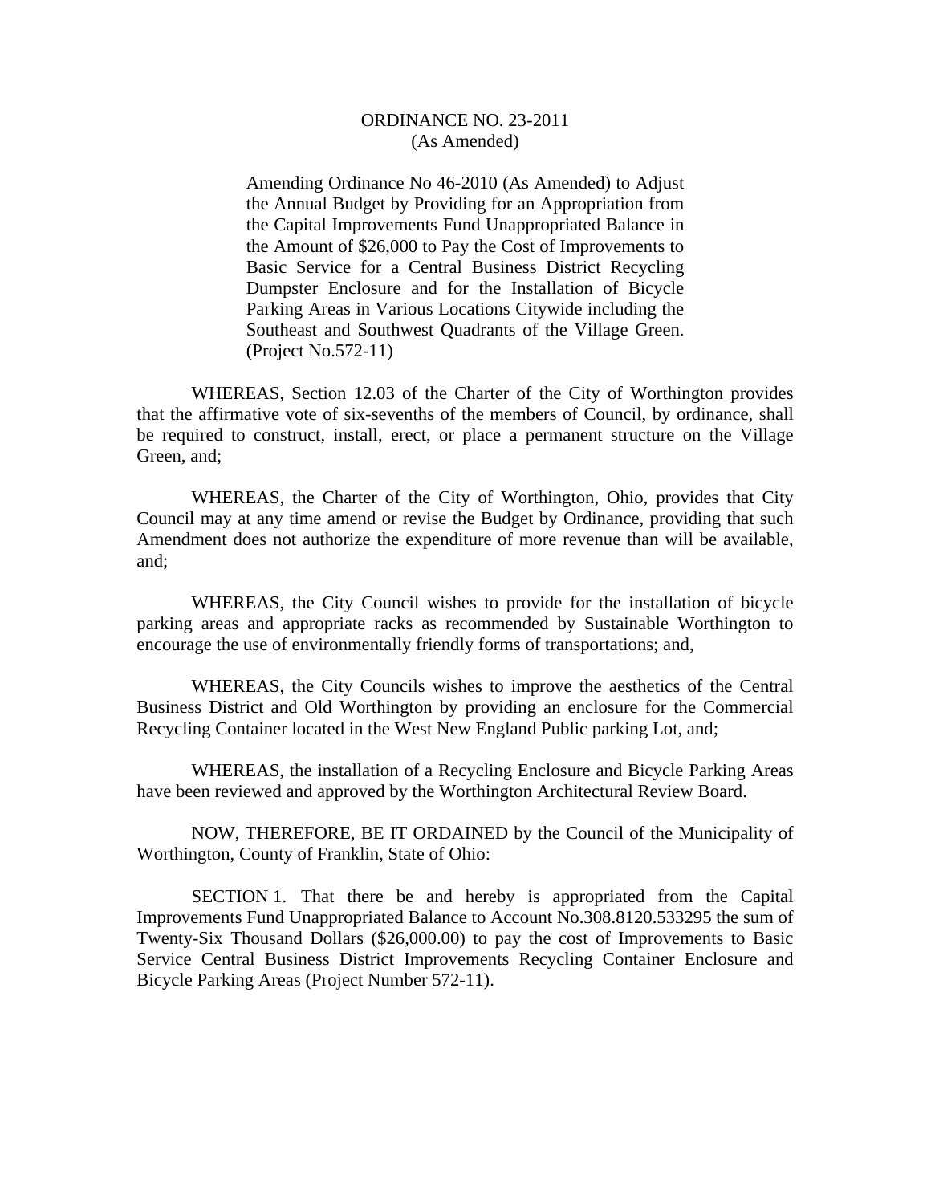# ORDINANCE NO. 23-2011
(As Amended)

Amending Ordinance No 46-2010 (As Amended) to Adjust the Annual Budget by Providing for an Appropriation from the Capital Improvements Fund Unappropriated Balance in the Amount of $26,000 to Pay the Cost of Improvements to Basic Service for a Central Business District Recycling Dumpster Enclosure and for the Installation of Bicycle Parking Areas in Various Locations Citywide including the Southeast and Southwest Quadrants of the Village Green. (Project No.572-11)

WHEREAS, Section 12.03 of the Charter of the City of Worthington provides that the affirmative vote of six-sevenths of the members of Council, by ordinance, shall be required to construct, install, erect, or place a permanent structure on the Village Green, and;

WHEREAS, the Charter of the City of Worthington, Ohio, provides that City Council may at any time amend or revise the Budget by Ordinance, providing that such Amendment does not authorize the expenditure of more revenue than will be available, and;

WHEREAS, the City Council wishes to provide for the installation of bicycle parking areas and appropriate racks as recommended by Sustainable Worthington to encourage the use of environmentally friendly forms of transportations; and,

WHEREAS, the City Councils wishes to improve the aesthetics of the Central Business District and Old Worthington by providing an enclosure for the Commercial Recycling Container located in the West New England Public parking Lot, and;

WHEREAS, the installation of a Recycling Enclosure and Bicycle Parking Areas have been reviewed and approved by the Worthington Architectural Review Board.

NOW, THEREFORE, BE IT ORDAINED by the Council of the Municipality of Worthington, County of Franklin, State of Ohio:

SECTION 1. That there be and hereby is appropriated from the Capital Improvements Fund Unappropriated Balance to Account No.308.8120.533295 the sum of Twenty-Six Thousand Dollars ($26,000.00) to pay the cost of Improvements to Basic Service Central Business District Improvements Recycling Container Enclosure and Bicycle Parking Areas (Project Number 572-11).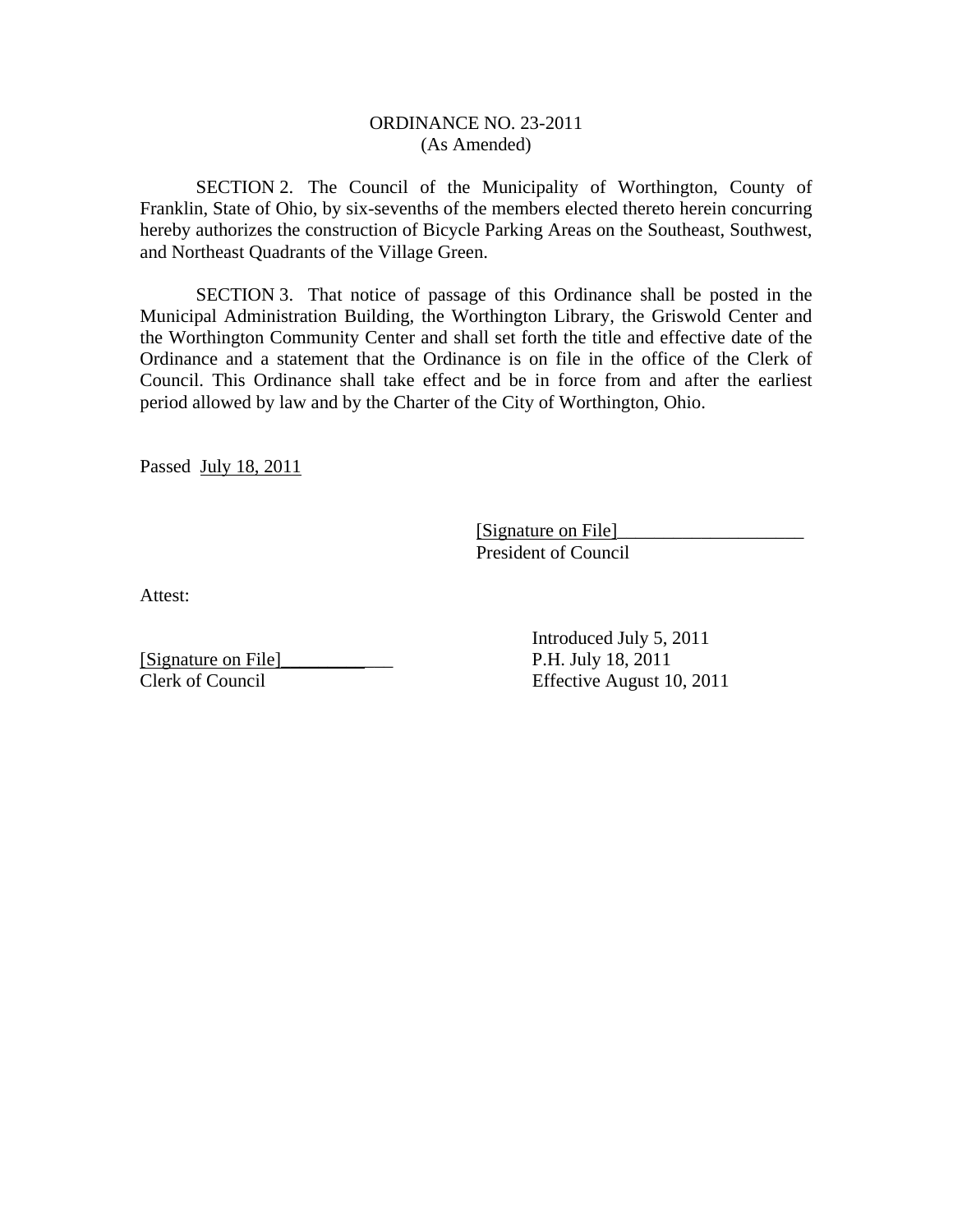ORDINANCE NO. 23-2011
(As Amended)

SECTION 2. The Council of the Municipality of Worthington, County of Franklin, State of Ohio, by six-sevenths of the members elected thereto herein concurring hereby authorizes the construction of Bicycle Parking Areas on the Southeast, Southwest, and Northeast Quadrants of the Village Green.

SECTION 3. That notice of passage of this Ordinance shall be posted in the Municipal Administration Building, the Worthington Library, the Griswold Center and the Worthington Community Center and shall set forth the title and effective date of the Ordinance and a statement that the Ordinance is on file in the office of the Clerk of Council. This Ordinance shall take effect and be in force from and after the earliest period allowed by law and by the Charter of the City of Worthington, Ohio.

Passed July 18, 2011

[Signature on File]____________________
President of Council

Attest:

[Signature on File]____________
Clerk of Council

Introduced July 5, 2011
P.H. July 18, 2011
Effective August 10, 2011